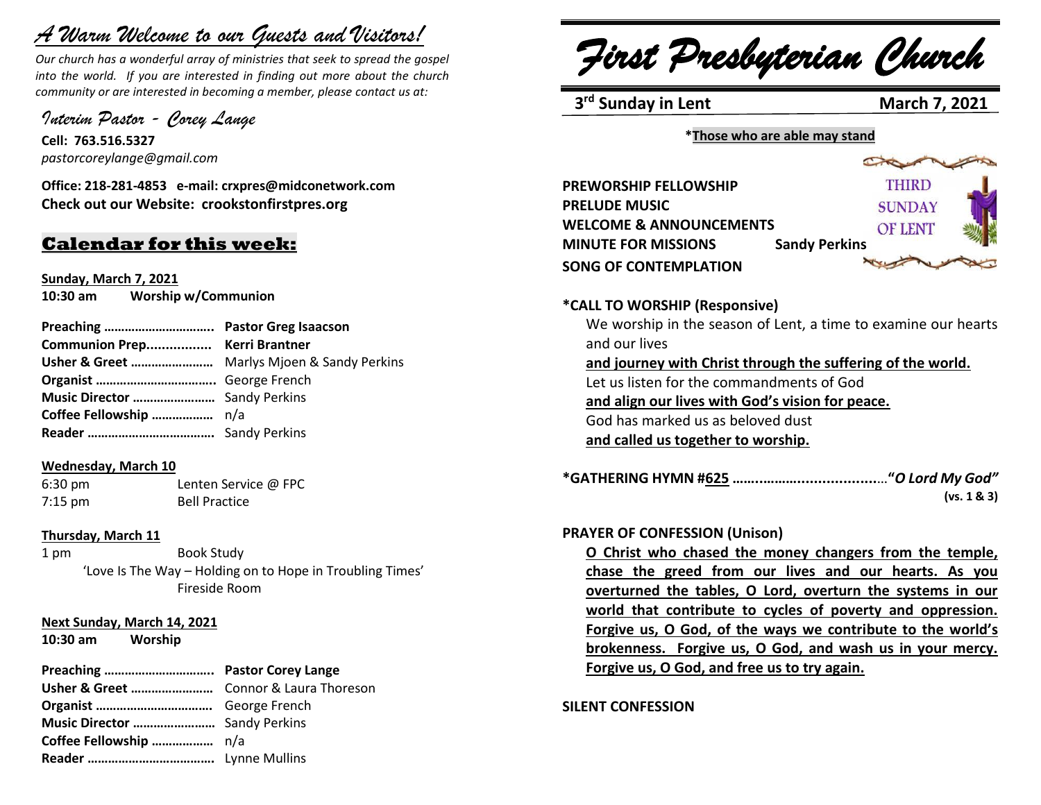# *A Warm Welcome to our Guests and Visitors!*

*Our church has a wonderful array of ministries that seek to spread the gospel into the world. If you are interested in finding out more about the church community or are interested in becoming a member, please contact us at:*

*Interim Pastor - Corey Lange*

**Cell: 763.516.5327**
*pastorcoreylange@gmail.com*

**Office: 218-281-4853 e-mail: crxpres@midconetwork.com**
**Check out our Website: crookstonfirstpres.org**

## Calendar for this week:

**Sunday, March 7, 2021**
**10:30 am Worship w/Communion**

| | |
|---|---|
| **Preaching …………………………..** | **Pastor Greg Isaacson** |
| **Communion Prep................** | **Kerri Brantner** |
| **Usher & Greet ……………………** | Marlys Mjoen & Sandy Perkins |
| **Organist ……………………………..** | George French |
| **Music Director ……………………** | Sandy Perkins |
| **Coffee Fellowship ………………** | n/a |
| **Reader ……………………………….** | Sandy Perkins |

**Wednesday, March 10**

6:30 pm Lenten Service @ FPC
7:15 pm Bell Practice

**Thursday, March 11**

1 pm Book Study
'Love Is The Way – Holding on to Hope in Troubling Times'
Fireside Room

**Next Sunday, March 14, 2021**
**10:30 am Worship**

| | |
|---|---|
| **Preaching …………………………..** | **Pastor Corey Lange** |
| **Usher & Greet ……………………** | Connor & Laura Thoreson |
| **Organist ……………………………** | George French |
| **Music Director ……………………** | Sandy Perkins |
| **Coffee Fellowship ………………** | n/a |
| **Reader ……………………………….** | Lynne Mullins |

# *First Presbyterian Church*

**3rd Sunday in Lent** **March 7, 2021**

**\*Those who are able may stand**

**PREWORSHIP FELLOWSHIP**
**PRELUDE MUSIC**
**WELCOME & ANNOUNCEMENTS**
**MINUTE FOR MISSIONS** **Sandy Perkins**
**SONG OF CONTEMPLATION**

THIRD SUNDAY OF LENT

**\*CALL TO WORSHIP (Responsive)**

We worship in the season of Lent, a time to examine our hearts and our lives
**and journey with Christ through the suffering of the world.**
Let us listen for the commandments of God
**and align our lives with God's vision for peace.**
God has marked us as beloved dust
**and called us together to worship.**

**\*GATHERING HYMN #625 ………………………………"*O Lord My God"***
**(vs. 1 & 3)**

**PRAYER OF CONFESSION (Unison)**

**O Christ who chased the money changers from the temple, chase the greed from our lives and our hearts. As you overturned the tables, O Lord, overturn the systems in our world that contribute to cycles of poverty and oppression. Forgive us, O God, of the ways we contribute to the world's brokenness. Forgive us, O God, and wash us in your mercy. Forgive us, O God, and free us to try again.**

**SILENT CONFESSION**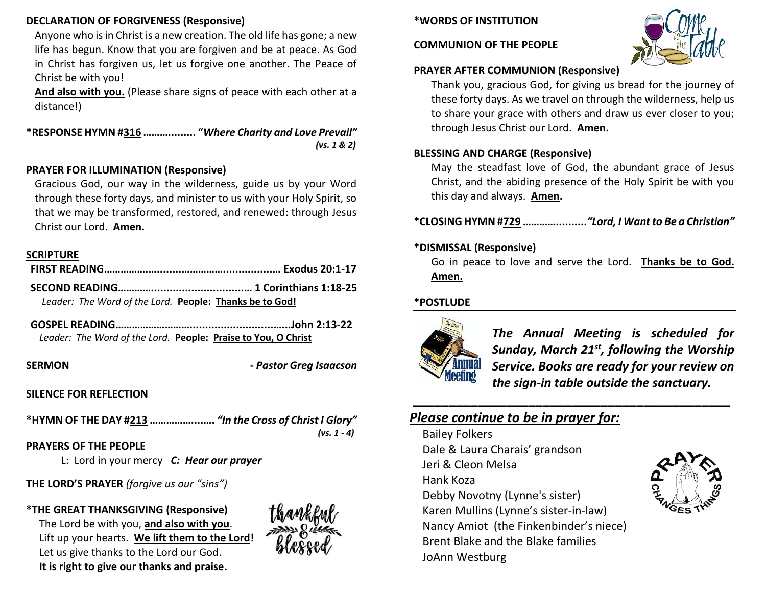**DECLARATION OF FORGIVENESS (Responsive)**

Anyone who is in Christ is a new creation. The old life has gone; a new life has begun. Know that you are forgiven and be at peace. As God in Christ has forgiven us, let us forgive one another. The Peace of Christ be with you!

**And also with you.** (Please share signs of peace with each other at a distance!)

**\*RESPONSE HYMN #316 ……….......... "*Where Charity and Love Prevail*"** ***(vs. 1 & 2)***

**PRAYER FOR ILLUMINATION (Responsive)**

Gracious God, our way in the wilderness, guide us by your Word through these forty days, and minister to us with your Holy Spirit, so that we may be transformed, restored, and renewed: through Jesus Christ our Lord. **Amen.**

**SCRIPTURE**

**FIRST READING…………………........…………….................… Exodus 20:1-17**

**SECOND READING…………................................…… 1 Corinthians 1:18-25**

*Leader: The Word of the Lord.* **People: Thanks be to God!**

**GOSPEL READING………………………..............................…….John 2:13-22**

*Leader: The Word of the Lord.* **People: Praise to You, O Christ**

**SERMON** ***- Pastor Greg Isaacson***

**SILENCE FOR REFLECTION**

**\*HYMN OF THE DAY #213 ……………….….. *"In the Cross of Christ I Glory"*** ***(vs. 1 - 4)***

**PRAYERS OF THE PEOPLE**

L: Lord in your mercy ***C: Hear our prayer***

**THE LORD'S PRAYER** *(forgive us our "sins")*

**\*THE GREAT THANKSGIVING (Responsive)**

The Lord be with you, **and also with you**.
Lift up your hearts. **We lift them to the Lord!**
Let us give thanks to the Lord our God.
**It is right to give our thanks and praise.**

**\*WORDS OF INSTITUTION**

**COMMUNION OF THE PEOPLE**

**PRAYER AFTER COMMUNION (Responsive)**

Thank you, gracious God, for giving us bread for the journey of these forty days. As we travel on through the wilderness, help us to share your grace with others and draw us ever closer to you; through Jesus Christ our Lord. **Amen.**

**BLESSING AND CHARGE (Responsive)**

May the steadfast love of God, the abundant grace of Jesus Christ, and the abiding presence of the Holy Spirit be with you this day and always. **Amen.**

**\*CLOSING HYMN #729 …………...........*"Lord, I Want to Be a Christian"***

**\*DISMISSAL (Responsive)**

Go in peace to love and serve the Lord. **Thanks be to God. Amen.**

**\*POSTLUDE**

***The Annual Meeting is scheduled for Sunday, March 21st, following the Worship Service. Books are ready for your review on the sign-in table outside the sanctuary.***

***Please continue to be in prayer for:***

Bailey Folkers
Dale & Laura Charais' grandson
Jeri & Cleon Melsa
Hank Koza
Debby Novotny (Lynne's sister)
Karen Mullins (Lynne's sister-in-law)
Nancy Amiot (the Finkenbinder's niece)
Brent Blake and the Blake families
JoAnn Westburg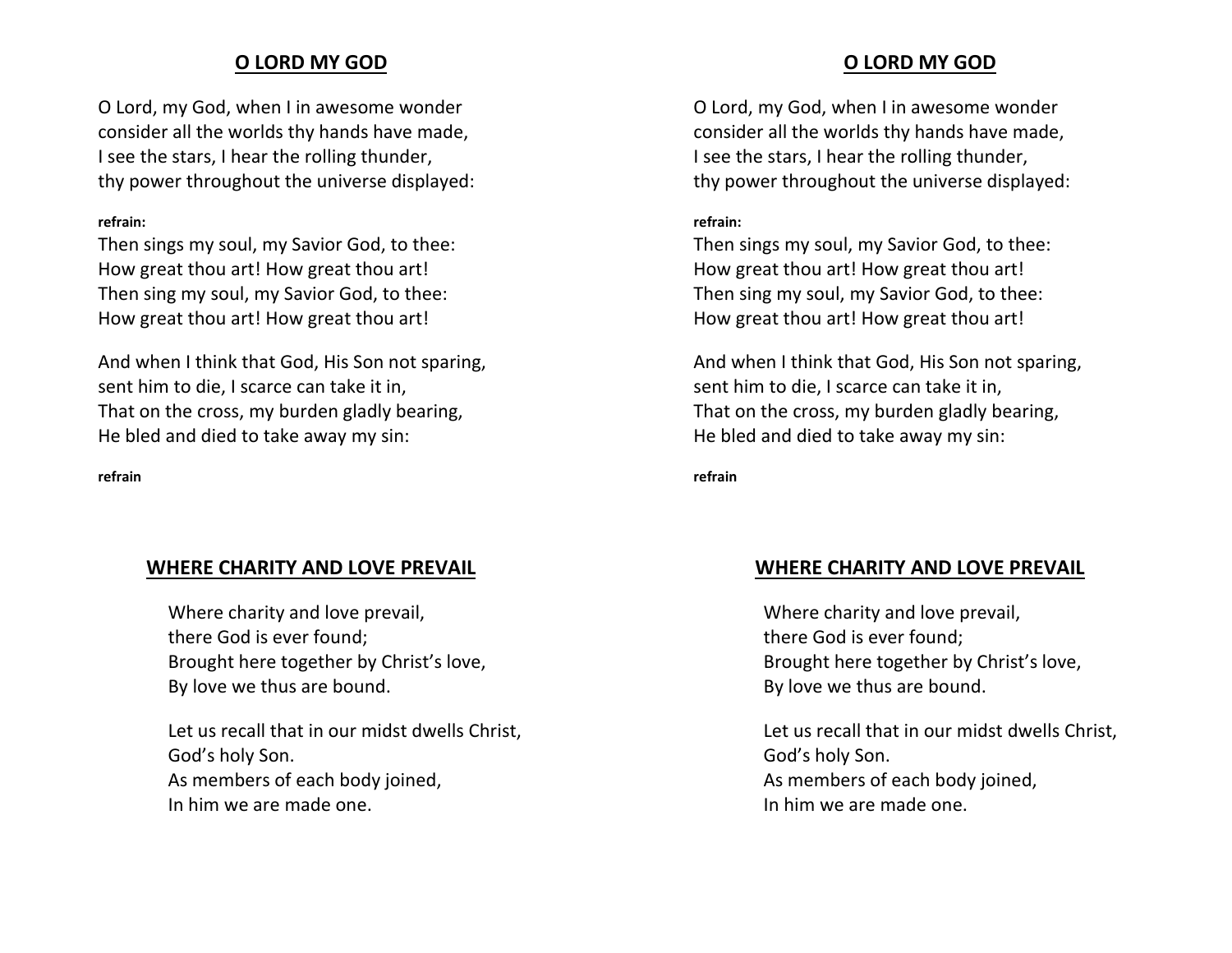## O LORD MY GOD

O Lord, my God, when I in awesome wonder
consider all the worlds thy hands have made,
I see the stars, I hear the rolling thunder,
thy power throughout the universe displayed:

**refrain:**
Then sings my soul, my Savior God, to thee:
How great thou art! How great thou art!
Then sing my soul, my Savior God, to thee:
How great thou art! How great thou art!

And when I think that God, His Son not sparing,
sent him to die, I scarce can take it in,
That on the cross, my burden gladly bearing,
He bled and died to take away my sin:

**refrain**

## WHERE CHARITY AND LOVE PREVAIL

Where charity and love prevail,
there God is ever found;
Brought here together by Christ's love,
By love we thus are bound.

Let us recall that in our midst dwells Christ,
God's holy Son.
As members of each body joined,
In him we are made one.

## O LORD MY GOD

O Lord, my God, when I in awesome wonder
consider all the worlds thy hands have made,
I see the stars, I hear the rolling thunder,
thy power throughout the universe displayed:

**refrain:**
Then sings my soul, my Savior God, to thee:
How great thou art! How great thou art!
Then sing my soul, my Savior God, to thee:
How great thou art! How great thou art!

And when I think that God, His Son not sparing,
sent him to die, I scarce can take it in,
That on the cross, my burden gladly bearing,
He bled and died to take away my sin:

**refrain**

## WHERE CHARITY AND LOVE PREVAIL

Where charity and love prevail,
there God is ever found;
Brought here together by Christ's love,
By love we thus are bound.

Let us recall that in our midst dwells Christ,
God's holy Son.
As members of each body joined,
In him we are made one.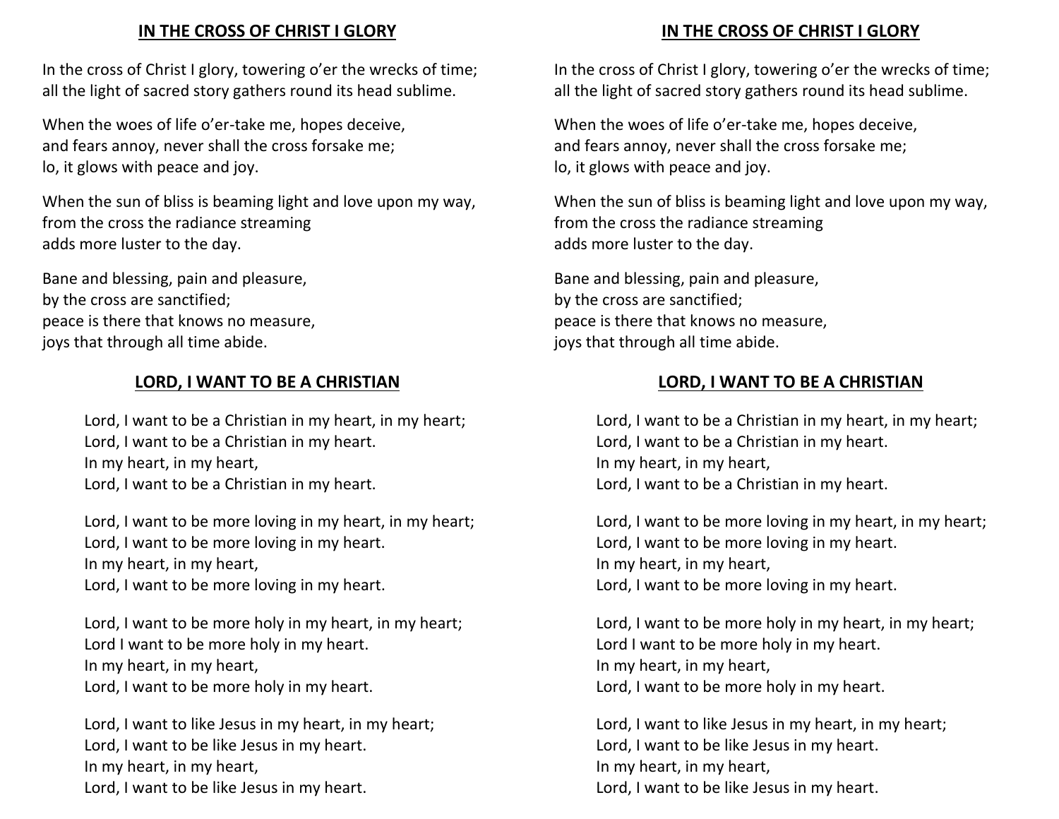## IN THE CROSS OF CHRIST I GLORY

In the cross of Christ I glory, towering o'er the wrecks of time;
all the light of sacred story gathers round its head sublime.

When the woes of life o'er-take me, hopes deceive,
and fears annoy, never shall the cross forsake me;
lo, it glows with peace and joy.

When the sun of bliss is beaming light and love upon my way,
from the cross the radiance streaming
adds more luster to the day.

Bane and blessing, pain and pleasure,
by the cross are sanctified;
peace is there that knows no measure,
joys that through all time abide.

## LORD, I WANT TO BE A CHRISTIAN

Lord, I want to be a Christian in my heart, in my heart;
Lord, I want to be a Christian in my heart.
In my heart, in my heart,
Lord, I want to be a Christian in my heart.

Lord, I want to be more loving in my heart, in my heart;
Lord, I want to be more loving in my heart.
In my heart, in my heart,
Lord, I want to be more loving in my heart.

Lord, I want to be more holy in my heart, in my heart;
Lord I want to be more holy in my heart.
In my heart, in my heart,
Lord, I want to be more holy in my heart.

Lord, I want to like Jesus in my heart, in my heart;
Lord, I want to be like Jesus in my heart.
In my heart, in my heart,
Lord, I want to be like Jesus in my heart.

## IN THE CROSS OF CHRIST I GLORY

In the cross of Christ I glory, towering o'er the wrecks of time;
all the light of sacred story gathers round its head sublime.

When the woes of life o'er-take me, hopes deceive,
and fears annoy, never shall the cross forsake me;
lo, it glows with peace and joy.

When the sun of bliss is beaming light and love upon my way,
from the cross the radiance streaming
adds more luster to the day.

Bane and blessing, pain and pleasure,
by the cross are sanctified;
peace is there that knows no measure,
joys that through all time abide.

## LORD, I WANT TO BE A CHRISTIAN

Lord, I want to be a Christian in my heart, in my heart;
Lord, I want to be a Christian in my heart.
In my heart, in my heart,
Lord, I want to be a Christian in my heart.

Lord, I want to be more loving in my heart, in my heart;
Lord, I want to be more loving in my heart.
In my heart, in my heart,
Lord, I want to be more loving in my heart.

Lord, I want to be more holy in my heart, in my heart;
Lord I want to be more holy in my heart.
In my heart, in my heart,
Lord, I want to be more holy in my heart.

Lord, I want to like Jesus in my heart, in my heart;
Lord, I want to be like Jesus in my heart.
In my heart, in my heart,
Lord, I want to be like Jesus in my heart.